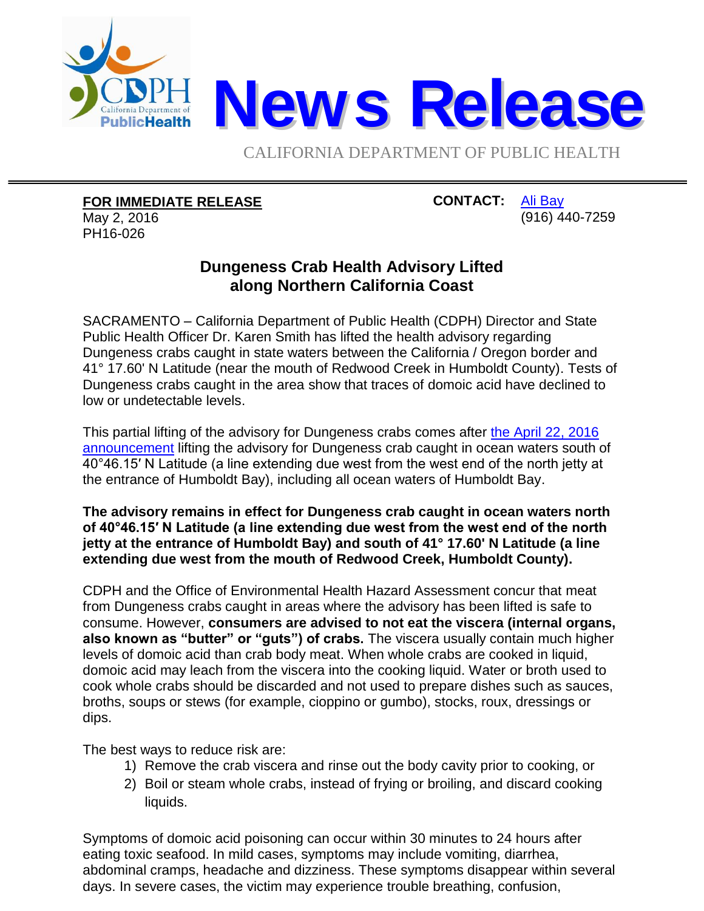# News Release

CALIFORNIA DEPARTMENT OF PUBLIC HEALTH

**FOR IMMEDIATE RELEASE**
May 2, 2016
PH16-026

**CONTACT:** Ali Bay
(916) 440-7259

## Dungeness Crab Health Advisory Lifted along Northern California Coast

SACRAMENTO – California Department of Public Health (CDPH) Director and State Public Health Officer Dr. Karen Smith has lifted the health advisory regarding Dungeness crabs caught in state waters between the California / Oregon border and 41° 17.60' N Latitude (near the mouth of Redwood Creek in Humboldt County). Tests of Dungeness crabs caught in the area show that traces of domoic acid have declined to low or undetectable levels.

This partial lifting of the advisory for Dungeness crabs comes after the April 22, 2016 announcement lifting the advisory for Dungeness crab caught in ocean waters south of 40°46.15′ N Latitude (a line extending due west from the west end of the north jetty at the entrance of Humboldt Bay), including all ocean waters of Humboldt Bay.

**The advisory remains in effect for Dungeness crab caught in ocean waters north of 40°46.15′ N Latitude (a line extending due west from the west end of the north jetty at the entrance of Humboldt Bay) and south of 41° 17.60' N Latitude (a line extending due west from the mouth of Redwood Creek, Humboldt County).**

CDPH and the Office of Environmental Health Hazard Assessment concur that meat from Dungeness crabs caught in areas where the advisory has been lifted is safe to consume. However, **consumers are advised to not eat the viscera (internal organs, also known as "butter" or "guts") of crabs.** The viscera usually contain much higher levels of domoic acid than crab body meat. When whole crabs are cooked in liquid, domoic acid may leach from the viscera into the cooking liquid. Water or broth used to cook whole crabs should be discarded and not used to prepare dishes such as sauces, broths, soups or stews (for example, cioppino or gumbo), stocks, roux, dressings or dips.

The best ways to reduce risk are:

1) Remove the crab viscera and rinse out the body cavity prior to cooking, or
2) Boil or steam whole crabs, instead of frying or broiling, and discard cooking liquids.

Symptoms of domoic acid poisoning can occur within 30 minutes to 24 hours after eating toxic seafood. In mild cases, symptoms may include vomiting, diarrhea, abdominal cramps, headache and dizziness. These symptoms disappear within several days. In severe cases, the victim may experience trouble breathing, confusion,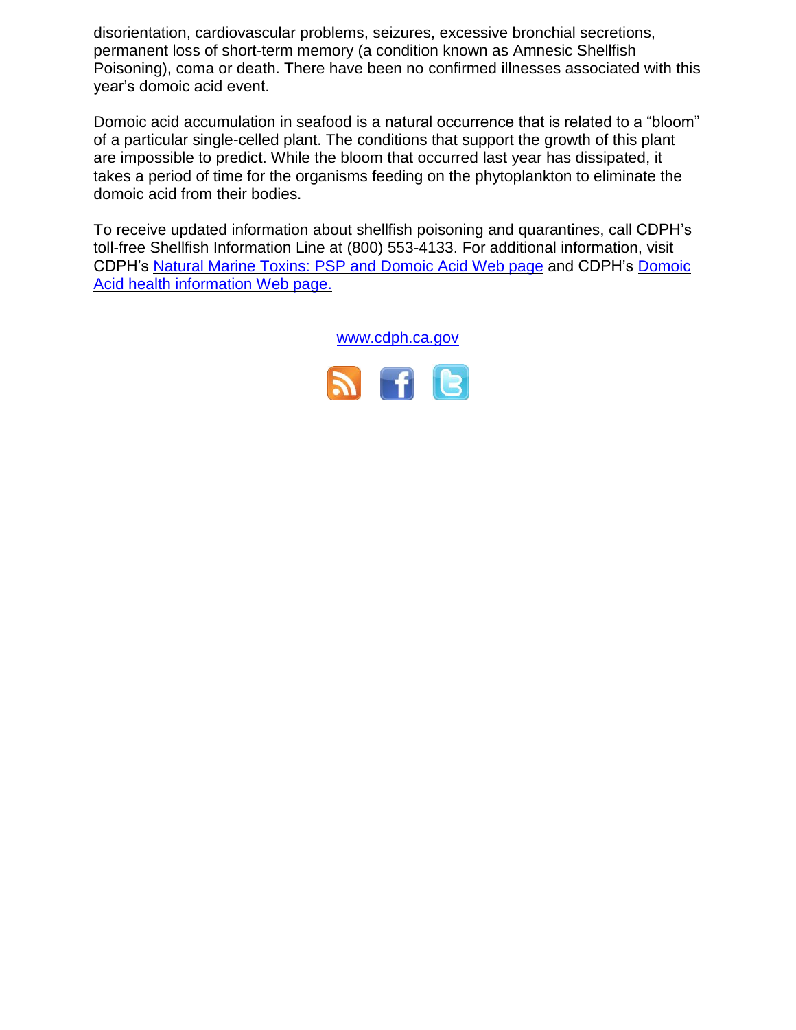disorientation, cardiovascular problems, seizures, excessive bronchial secretions, permanent loss of short-term memory (a condition known as Amnesic Shellfish Poisoning), coma or death. There have been no confirmed illnesses associated with this year's domoic acid event.

Domoic acid accumulation in seafood is a natural occurrence that is related to a "bloom" of a particular single-celled plant. The conditions that support the growth of this plant are impossible to predict. While the bloom that occurred last year has dissipated, it takes a period of time for the organisms feeding on the phytoplankton to eliminate the domoic acid from their bodies.

To receive updated information about shellfish poisoning and quarantines, call CDPH's toll-free Shellfish Information Line at (800) 553-4133. For additional information, visit CDPH's Natural Marine Toxins: PSP and Domoic Acid Web page and CDPH's Domoic Acid health information Web page.

www.cdph.ca.gov